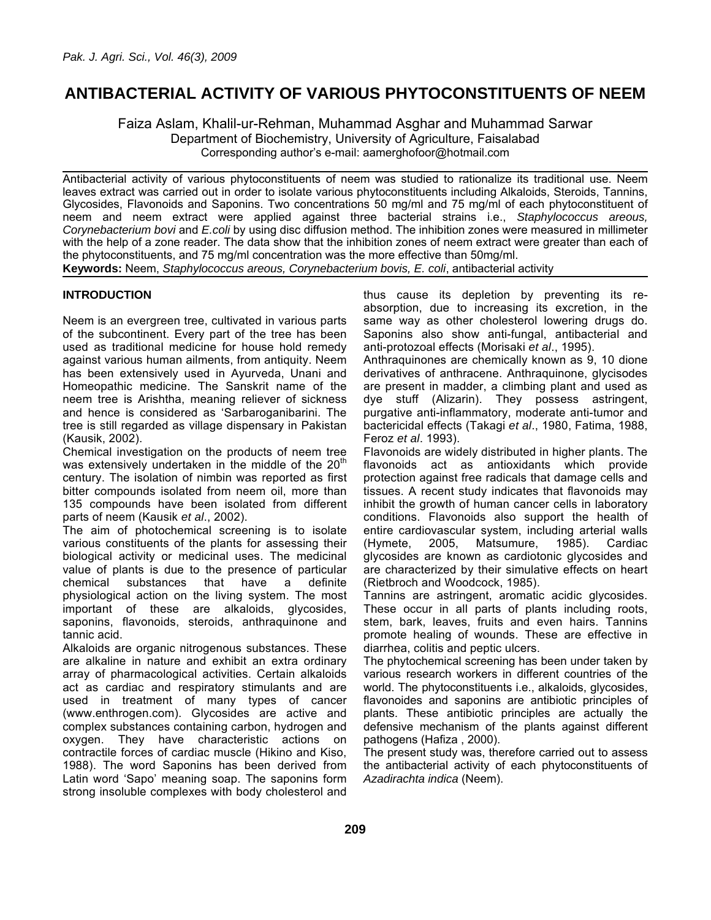# ANTIBACTERIAL ACTIVITY OF VARIOUS PHYTOCONSTITUENTS OF NEEM

Faiza Aslam, Khalil-ur-Rehman, Muhammad Asghar and Muhammad Sarwar
Department of Biochemistry, University of Agriculture, Faisalabad
Corresponding author's e-mail: aamerghofoor@hotmail.com

Antibacterial activity of various phytoconstituents of neem was studied to rationalize its traditional use. Neem leaves extract was carried out in order to isolate various phytoconstituents including Alkaloids, Steroids, Tannins, Glycosides, Flavonoids and Saponins. Two concentrations 50 mg/ml and 75 mg/ml of each phytoconstituent of neem and neem extract were applied against three bacterial strains i.e., *Staphylococcus areous, Corynebacterium bovi* and *E.coli* by using disc diffusion method. The inhibition zones were measured in millimeter with the help of a zone reader. The data show that the inhibition zones of neem extract were greater than each of the phytoconstituents, and 75 mg/ml concentration was the more effective than 50mg/ml.

**Keywords:** Neem, *Staphylococcus areous, Corynebacterium bovis, E. coli*, antibacterial activity

## INTRODUCTION

Neem is an evergreen tree, cultivated in various parts of the subcontinent. Every part of the tree has been used as traditional medicine for house hold remedy against various human ailments, from antiquity. Neem has been extensively used in Ayurveda, Unani and Homeopathic medicine. The Sanskrit name of the neem tree is Arishtha, meaning reliever of sickness and hence is considered as 'Sarbaroganibarini. The tree is still regarded as village dispensary in Pakistan (Kausik, 2002).

Chemical investigation on the products of neem tree was extensively undertaken in the middle of the 20th century. The isolation of nimbin was reported as first bitter compounds isolated from neem oil, more than 135 compounds have been isolated from different parts of neem (Kausik *et al*., 2002).

The aim of photochemical screening is to isolate various constituents of the plants for assessing their biological activity or medicinal uses. The medicinal value of plants is due to the presence of particular chemical substances that have a definite physiological action on the living system. The most important of these are alkaloids, glycosides, saponins, flavonoids, steroids, anthraquinone and tannic acid.

Alkaloids are organic nitrogenous substances. These are alkaline in nature and exhibit an extra ordinary array of pharmacological activities. Certain alkaloids act as cardiac and respiratory stimulants and are used in treatment of many types of cancer (www.enthrogen.com). Glycosides are active and complex substances containing carbon, hydrogen and oxygen. They have characteristic actions on contractile forces of cardiac muscle (Hikino and Kiso, 1988). The word Saponins has been derived from Latin word 'Sapo' meaning soap. The saponins form strong insoluble complexes with body cholesterol and thus cause its depletion by preventing its re-absorption, due to increasing its excretion, in the same way as other cholesterol lowering drugs do. Saponins also show anti-fungal, antibacterial and anti-protozoal effects (Morisaki *et al*., 1995).

Anthraquinones are chemically known as 9, 10 dione derivatives of anthracene. Anthraquinone, glycisodes are present in madder, a climbing plant and used as dye stuff (Alizarin). They possess astringent, purgative anti-inflammatory, moderate anti-tumor and bactericidal effects (Takagi *et al*., 1980, Fatima, 1988, Feroz *et al*. 1993).

Flavonoids are widely distributed in higher plants. The flavonoids act as antioxidants which provide protection against free radicals that damage cells and tissues. A recent study indicates that flavonoids may inhibit the growth of human cancer cells in laboratory conditions. Flavonoids also support the health of entire cardiovascular system, including arterial walls (Hymete, 2005, Matsumure, 1985). Cardiac glycosides are known as cardiotonic glycosides and are characterized by their simulative effects on heart (Rietbroch and Woodcock, 1985).

Tannins are astringent, aromatic acidic glycosides. These occur in all parts of plants including roots, stem, bark, leaves, fruits and even hairs. Tannins promote healing of wounds. These are effective in diarrhea, colitis and peptic ulcers.

The phytochemical screening has been under taken by various research workers in different countries of the world. The phytoconstituents i.e., alkaloids, glycosides, flavonoides and saponins are antibiotic principles of plants. These antibiotic principles are actually the defensive mechanism of the plants against different pathogens (Hafiza , 2000).

The present study was, therefore carried out to assess the antibacterial activity of each phytoconstituents of *Azadirachta indica* (Neem).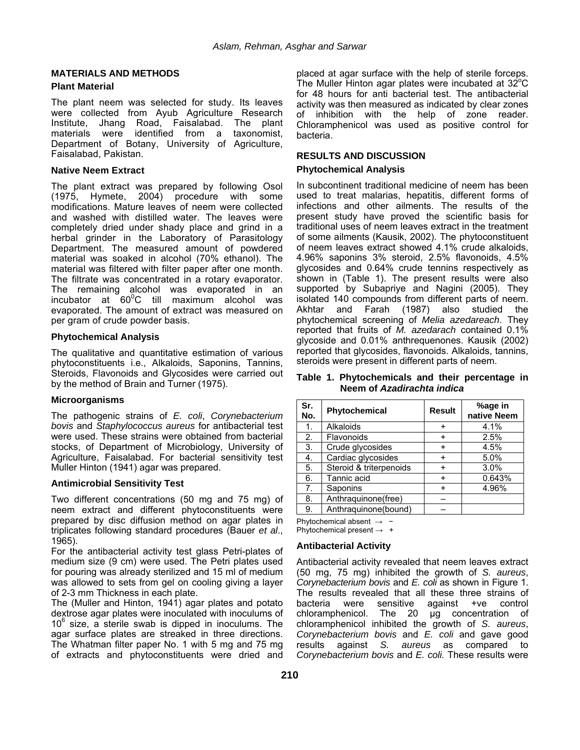## MATERIALS AND METHODS

### Plant Material

The plant neem was selected for study. Its leaves were collected from Ayub Agriculture Research Institute, Jhang Road, Faisalabad. The plant materials were identified from a taxonomist, Department of Botany, University of Agriculture, Faisalabad, Pakistan.

### Native Neem Extract

The plant extract was prepared by following Osol (1975, Hymete, 2004) procedure with some modifications. Mature leaves of neem were collected and washed with distilled water. The leaves were completely dried under shady place and grind in a herbal grinder in the Laboratory of Parasitology Department. The measured amount of powdered material was soaked in alcohol (70% ethanol). The material was filtered with filter paper after one month. The filtrate was concentrated in a rotary evaporator. The remaining alcohol was evaporated in an incubator at $60^0$C till maximum alcohol was evaporated. The amount of extract was measured on per gram of crude powder basis.

### Phytochemical Analysis

The qualitative and quantitative estimation of various phytoconstituents i.e., Alkaloids, Saponins, Tannins, Steroids, Flavonoids and Glycosides were carried out by the method of Brain and Turner (1975).

### Microorganisms

The pathogenic strains of *E. coli*, *Corynebacterium bovis* and *Staphylococcus aureus* for antibacterial test were used. These strains were obtained from bacterial stocks, of Department of Microbiology, University of Agriculture, Faisalabad. For bacterial sensitivity test Muller Hinton (1941) agar was prepared.

### Antimicrobial Sensitivity Test

Two different concentrations (50 mg and 75 mg) of neem extract and different phytoconstituents were prepared by disc diffusion method on agar plates in triplicates following standard procedures (Bauer *et al*., 1965).

For the antibacterial activity test glass Petri-plates of medium size (9 cm) were used. The Petri plates used for pouring was already sterilized and 15 ml of medium was allowed to sets from gel on cooling giving a layer of 2-3 mm Thickness in each plate.

The (Muller and Hinton, 1941) agar plates and potato dextrose agar plates were inoculated with inoculums of $10^6$ size, a sterile swab is dipped in inoculums. The agar surface plates are streaked in three directions. The Whatman filter paper No. 1 with 5 mg and 75 mg of extracts and phytoconstituents were dried and placed at agar surface with the help of sterile forceps. The Muller Hinton agar plates were incubated at 32$^o$C for 48 hours for anti bacterial test. The antibacterial activity was then measured as indicated by clear zones of inhibition with the help of zone reader. Chloramphenicol was used as positive control for bacteria.

## RESULTS AND DISCUSSION

### Phytochemical Analysis

In subcontinent traditional medicine of neem has been used to treat malarias, hepatitis, different forms of infections and other ailments. The results of the present study have proved the scientific basis for traditional uses of neem leaves extract in the treatment of some ailments (Kausik, 2002). The phytoconstituent of neem leaves extract showed 4.1% crude alkaloids, 4.96% saponins 3% steroid, 2.5% flavonoids, 4.5% glycosides and 0.64% crude tennins respectively as shown in (Table 1). The present results were also supported by Subapriye and Nagini (2005). They isolated 140 compounds from different parts of neem. Akhtar and Farah (1987) also studied the phytochemical screening of *Melia azedareach*. They reported that fruits of *M. azedarach* contained 0.1% glycoside and 0.01% anthrequenones. Kausik (2002) reported that glycosides, flavonoids. Alkaloids, tannins, steroids were present in different parts of neem.

**Table 1. Phytochemicals and their percentage in Neem of *Azadirachta indica***

| Sr. No. | Phytochemical | Result | %age in native Neem |
|---|---|---|---|
| 1. | Alkaloids | + | 4.1% |
| 2. | Flavonoids | + | 2.5% |
| 3. | Crude glycosides | + | 4.5% |
| 4. | Cardiac glycosides | + | 5.0% |
| 5. | Steroid & triterpenoids | + | 3.0% |
| 6. | Tannic acid | + | 0.643% |
| 7. | Saponins | + | 4.96% |
| 8. | Anthraquinone(free) | – | |
| 9. | Anthraquinone(bound) | – | |

Phytochemical absent → −
Phytochemical present → +

### Antibacterial Activity

Antibacterial activity revealed that neem leaves extract (50 mg, 75 mg) inhibited the growth of *S. aureus*, *Corynebacterium bovis* and *E. coli* as shown in Figure 1. The results revealed that all these three strains of bacteria were sensitive against +ve control chloramphenicol. The 20 µg concentration of chloramphenicol inhibited the growth of *S. aureus*, *Corynebacterium bovis* and *E. coli* and gave good results against *S. aureus* as compared to *Corynebacterium bovis* and *E. coli.* These results were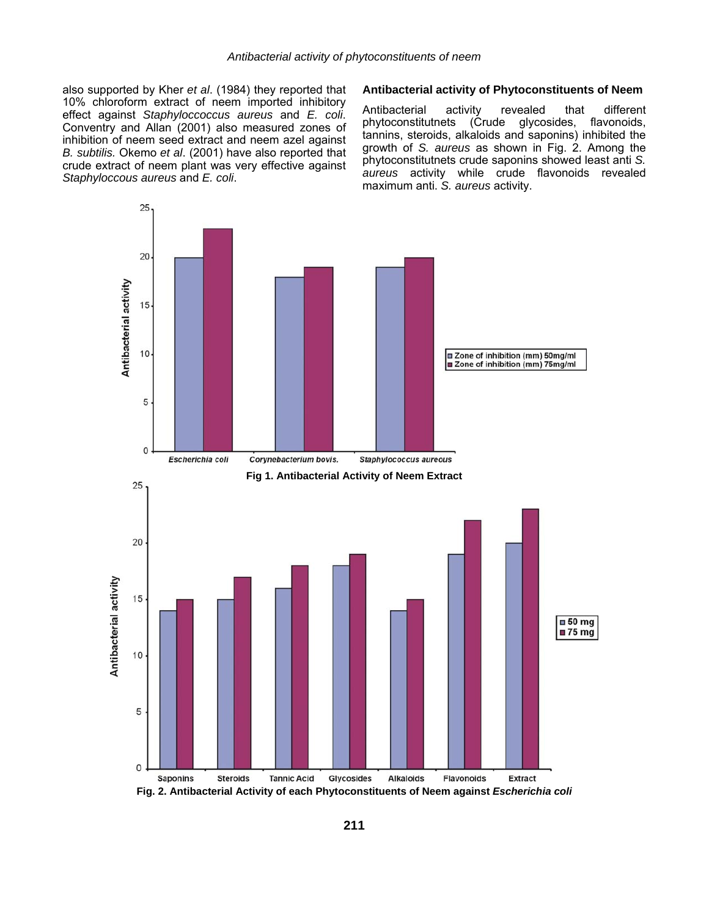also supported by Kher *et al*. (1984) they reported that 10% chloroform extract of neem imported inhibitory effect against *Staphyloccoccus aureus* and *E. coli*. Conventry and Allan (2001) also measured zones of inhibition of neem seed extract and neem azel against *B. subtilis.* Okemo *et al*. (2001) have also reported that crude extract of neem plant was very effective against *Staphyloccous aureus* and *E. coli*.

**Antibacterial activity of Phytoconstituents of Neem**

Antibacterial activity revealed that different phytoconstitutnets (Crude glycosides, flavonoids, tannins, steroids, alkaloids and saponins) inhibited the growth of *S. aureus* as shown in Fig. 2. Among the phytoconstitutnets crude saponins showed least anti *S. aureus* activity while crude flavonoids revealed maximum anti. *S. aureus* activity.

**Fig 1. Antibacterial Activity of Neem Extract**

**Fig. 2. Antibacterial Activity of each Phytoconstituents of Neem against *Escherichia coli***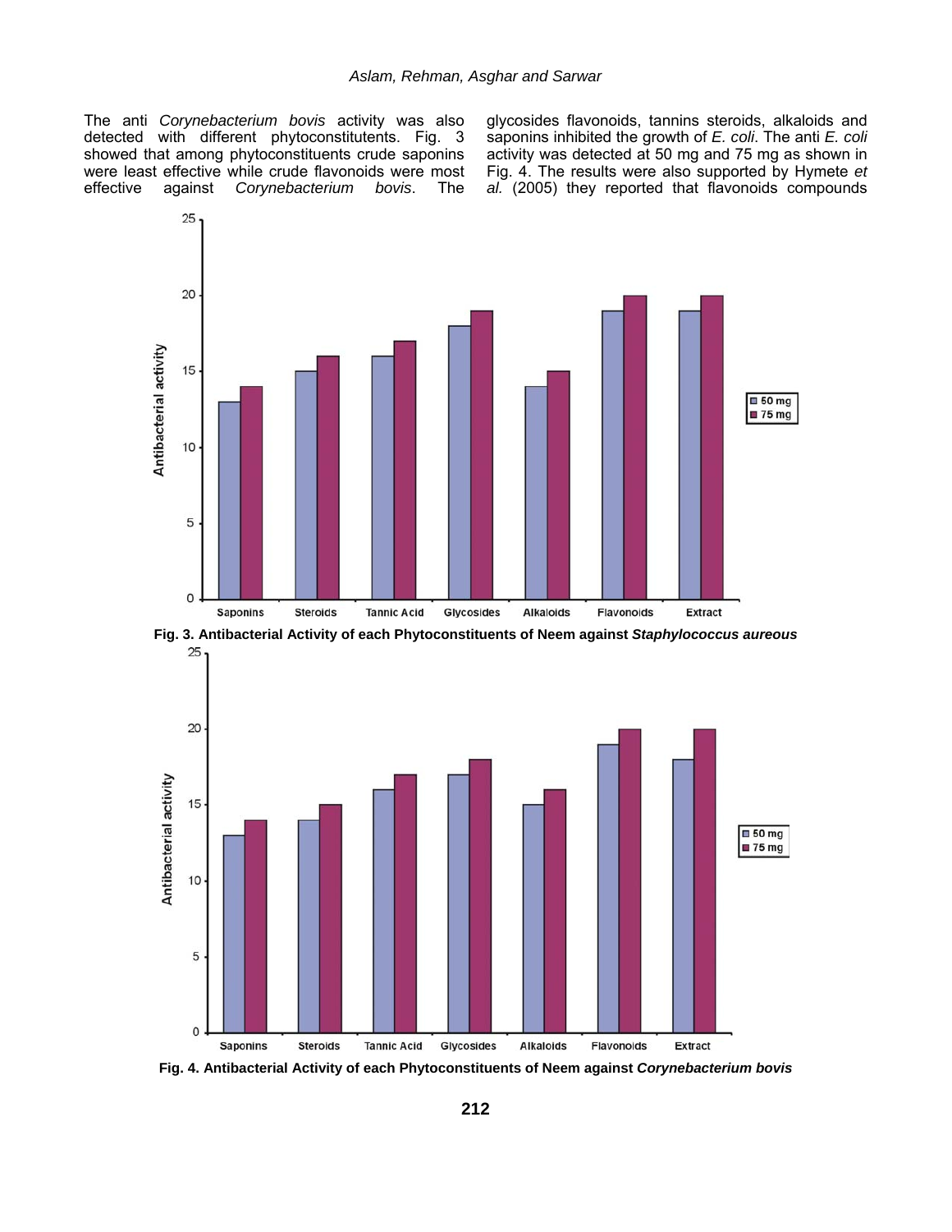The anti *Corynebacterium bovis* activity was also detected with different phytoconstitutents. Fig. 3 showed that among phytoconstituents crude saponins were least effective while crude flavonoids were most effective against *Corynebacterium bovis*. The glycosides flavonoids, tannins steroids, alkaloids and saponins inhibited the growth of *E. coli*. The anti *E. coli* activity was detected at 50 mg and 75 mg as shown in Fig. 4. The results were also supported by Hymete *et al.* (2005) they reported that flavonoids compounds

**Fig. 3. Antibacterial Activity of each Phytoconstituents of Neem against *Staphylococcus aureous***

**Fig. 4. Antibacterial Activity of each Phytoconstituents of Neem against *Corynebacterium bovis***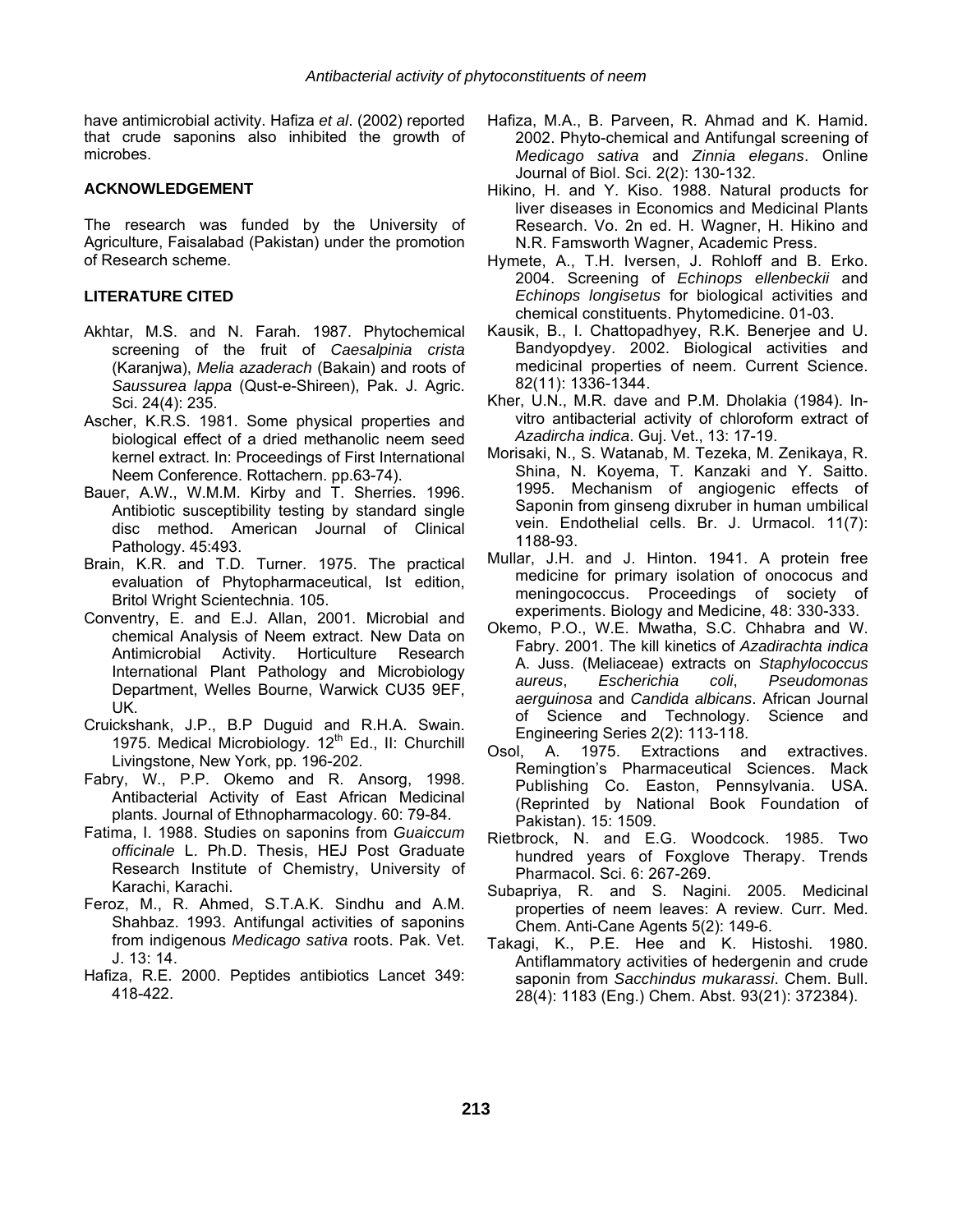have antimicrobial activity. Hafiza *et al*. (2002) reported that crude saponins also inhibited the growth of microbes.

## ACKNOWLEDGEMENT

The research was funded by the University of Agriculture, Faisalabad (Pakistan) under the promotion of Research scheme.

## LITERATURE CITED

Akhtar, M.S. and N. Farah. 1987. Phytochemical screening of the fruit of *Caesalpinia crista* (Karanjwa), *Melia azaderach* (Bakain) and roots of *Saussurea lappa* (Qust-e-Shireen), Pak. J. Agric. Sci. 24(4): 235.

Ascher, K.R.S. 1981. Some physical properties and biological effect of a dried methanolic neem seed kernel extract. In: Proceedings of First International Neem Conference. Rottachern. pp.63-74).

Bauer, A.W., W.M.M. Kirby and T. Sherries. 1996. Antibiotic susceptibility testing by standard single disc method. American Journal of Clinical Pathology. 45:493.

Brain, K.R. and T.D. Turner. 1975. The practical evaluation of Phytopharmaceutical, Ist edition, Britol Wright Scientechnia. 105.

Conventry, E. and E.J. Allan, 2001. Microbial and chemical Analysis of Neem extract. New Data on Antimicrobial Activity. Horticulture Research International Plant Pathology and Microbiology Department, Welles Bourne, Warwick CU35 9EF, UK.

Cruickshank, J.P., B.P Duguid and R.H.A. Swain. 1975. Medical Microbiology. 12th Ed., II: Churchill Livingstone, New York, pp. 196-202.

Fabry, W., P.P. Okemo and R. Ansorg, 1998. Antibacterial Activity of East African Medicinal plants. Journal of Ethnopharmacology. 60: 79-84.

Fatima, I. 1988. Studies on saponins from *Guaiccum officinale* L. Ph.D. Thesis, HEJ Post Graduate Research Institute of Chemistry, University of Karachi, Karachi.

Feroz, M., R. Ahmed, S.T.A.K. Sindhu and A.M. Shahbaz. 1993. Antifungal activities of saponins from indigenous *Medicago sativa* roots. Pak. Vet. J. 13: 14.

Hafiza, R.E. 2000. Peptides antibiotics Lancet 349: 418-422.

Hafiza, M.A., B. Parveen, R. Ahmad and K. Hamid. 2002. Phyto-chemical and Antifungal screening of *Medicago sativa* and *Zinnia elegans*. Online Journal of Biol. Sci. 2(2): 130-132.

Hikino, H. and Y. Kiso. 1988. Natural products for liver diseases in Economics and Medicinal Plants Research. Vo. 2n ed. H. Wagner, H. Hikino and N.R. Famsworth Wagner, Academic Press.

Hymete, A., T.H. Iversen, J. Rohloff and B. Erko. 2004. Screening of *Echinops ellenbeckii* and *Echinops longisetus* for biological activities and chemical constituents. Phytomedicine. 01-03.

Kausik, B., I. Chattopadhyey, R.K. Benerjee and U. Bandyopdyey. 2002. Biological activities and medicinal properties of neem. Current Science. 82(11): 1336-1344.

Kher, U.N., M.R. dave and P.M. Dholakia (1984). In-vitro antibacterial activity of chloroform extract of *Azadircha indica*. Guj. Vet., 13: 17-19.

Morisaki, N., S. Watanab, M. Tezeka, M. Zenikaya, R. Shina, N. Koyema, T. Kanzaki and Y. Saitto. 1995. Mechanism of angiogenic effects of Saponin from ginseng dixruber in human umbilical vein. Endothelial cells. Br. J. Urmacol. 11(7): 1188-93.

Mullar, J.H. and J. Hinton. 1941. A protein free medicine for primary isolation of onococus and meningococcus. Proceedings of society of experiments. Biology and Medicine, 48: 330-333.

Okemo, P.O., W.E. Mwatha, S.C. Chhabra and W. Fabry. 2001. The kill kinetics of *Azadirachta indica* A. Juss. (Meliaceae) extracts on *Staphylococcus aureus*, *Escherichia coli*, *Pseudomonas aerguinosa* and *Candida albicans*. African Journal of Science and Technology. Science and Engineering Series 2(2): 113-118.

Osol, A. 1975. Extractions and extractives. Remingtion's Pharmaceutical Sciences. Mack Publishing Co. Easton, Pennsylvania. USA. (Reprinted by National Book Foundation of Pakistan). 15: 1509.

Rietbrock, N. and E.G. Woodcock. 1985. Two hundred years of Foxglove Therapy. Trends Pharmacol. Sci. 6: 267-269.

Subapriya, R. and S. Nagini. 2005. Medicinal properties of neem leaves: A review. Curr. Med. Chem. Anti-Cane Agents 5(2): 149-6.

Takagi, K., P.E. Hee and K. Histoshi. 1980. Antiflammatory activities of hedergenin and crude saponin from *Sacchindus mukarassi*. Chem. Bull. 28(4): 1183 (Eng.) Chem. Abst. 93(21): 372384).